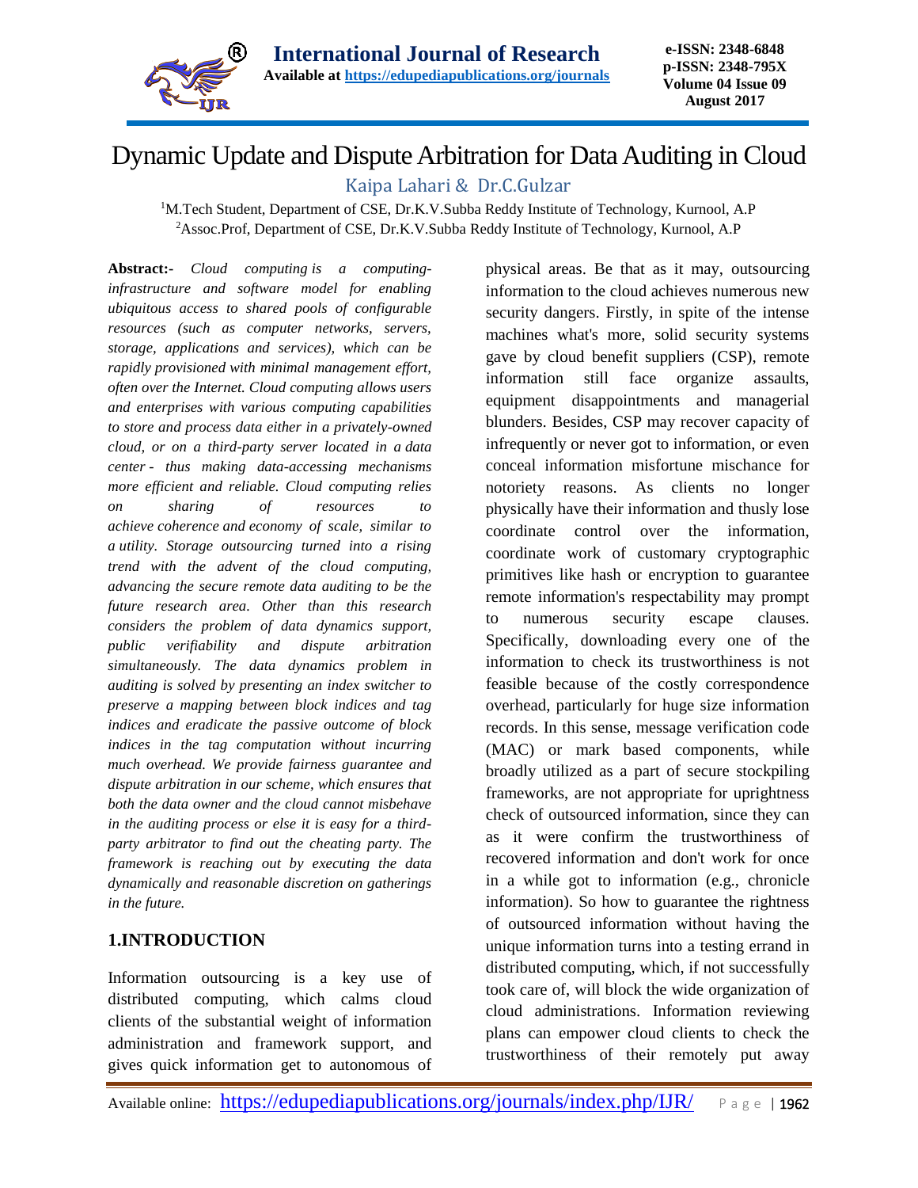# Dynamic Update and Dispute Arbitration for Data Auditing in Cloud

Kaipa Lahari & Dr.C.Gulzar

[1]M.Tech Student, Department of CSE, Dr.K.V.Subba Reddy Institute of Technology, Kurnool, A.P

[2]Assoc.Prof, Department of CSE, Dr.K.V.Subba Reddy Institute of Technology, Kurnool, A.P

**Abstract:-** *Cloud computing is a computing-infrastructure and software model for enabling ubiquitous access to shared pools of configurable resources (such as computer networks, servers, storage, applications and services), which can be rapidly provisioned with minimal management effort, often over the Internet. Cloud computing allows users and enterprises with various computing capabilities to store and process data either in a privately-owned cloud, or on a third-party server located in a data center - thus making data-accessing mechanisms more efficient and reliable. Cloud computing relies on sharing of resources to achieve coherence and economy of scale, similar to a utility. Storage outsourcing turned into a rising trend with the advent of the cloud computing, advancing the secure remote data auditing to be the future research area. Other than this research considers the problem of data dynamics support, public verifiability and dispute arbitration simultaneously. The data dynamics problem in auditing is solved by presenting an index switcher to preserve a mapping between block indices and tag indices and eradicate the passive outcome of block indices in the tag computation without incurring much overhead. We provide fairness guarantee and dispute arbitration in our scheme, which ensures that both the data owner and the cloud cannot misbehave in the auditing process or else it is easy for a third-party arbitrator to find out the cheating party. The framework is reaching out by executing the data dynamically and reasonable discretion on gatherings in the future.*

## 1.INTRODUCTION

Information outsourcing is a key use of distributed computing, which calms cloud clients of the substantial weight of information administration and framework support, and gives quick information get to autonomous of physical areas. Be that as it may, outsourcing information to the cloud achieves numerous new security dangers. Firstly, in spite of the intense machines what's more, solid security systems gave by cloud benefit suppliers (CSP), remote information still face organize assaults, equipment disappointments and managerial blunders. Besides, CSP may recover capacity of infrequently or never got to information, or even conceal information misfortune mischance for notoriety reasons. As clients no longer physically have their information and thusly lose coordinate control over the information, coordinate work of customary cryptographic primitives like hash or encryption to guarantee remote information's respectability may prompt to numerous security escape clauses. Specifically, downloading every one of the information to check its trustworthiness is not feasible because of the costly correspondence overhead, particularly for huge size information records. In this sense, message verification code (MAC) or mark based components, while broadly utilized as a part of secure stockpiling frameworks, are not appropriate for uprightness check of outsourced information, since they can as it were confirm the trustworthiness of recovered information and don't work for once in a while got to information (e.g., chronicle information). So how to guarantee the rightness of outsourced information without having the unique information turns into a testing errand in distributed computing, which, if not successfully took care of, will block the wide organization of cloud administrations. Information reviewing plans can empower cloud clients to check the trustworthiness of their remotely put away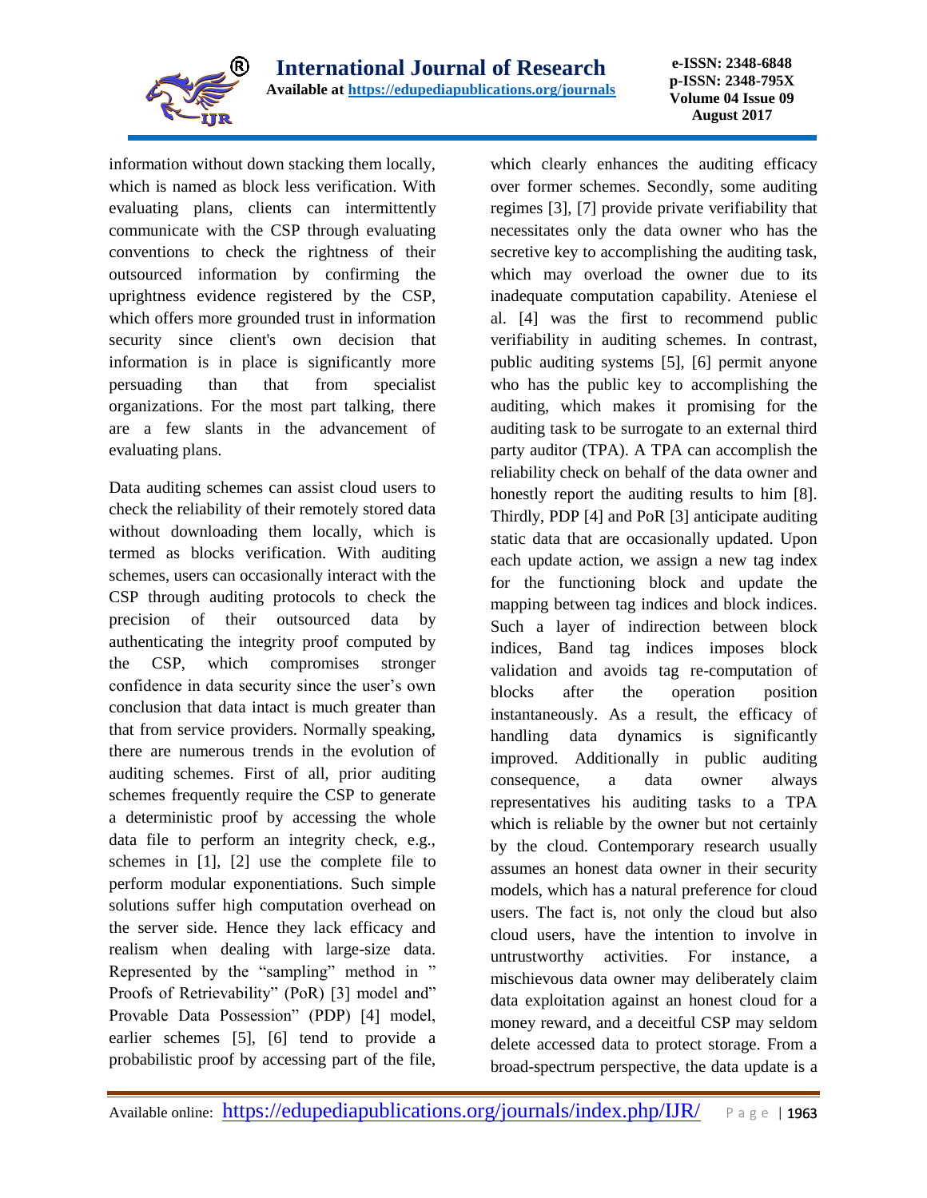information without down stacking them locally, which is named as block less verification. With evaluating plans, clients can intermittently communicate with the CSP through evaluating conventions to check the rightness of their outsourced information by confirming the uprightness evidence registered by the CSP, which offers more grounded trust in information security since client's own decision that information is in place is significantly more persuading than that from specialist organizations. For the most part talking, there are a few slants in the advancement of evaluating plans.

Data auditing schemes can assist cloud users to check the reliability of their remotely stored data without downloading them locally, which is termed as blocks verification. With auditing schemes, users can occasionally interact with the CSP through auditing protocols to check the precision of their outsourced data by authenticating the integrity proof computed by the CSP, which compromises stronger confidence in data security since the user's own conclusion that data intact is much greater than that from service providers. Normally speaking, there are numerous trends in the evolution of auditing schemes. First of all, prior auditing schemes frequently require the CSP to generate a deterministic proof by accessing the whole data file to perform an integrity check, e.g., schemes in [1], [2] use the complete file to perform modular exponentiations. Such simple solutions suffer high computation overhead on the server side. Hence they lack efficacy and realism when dealing with large-size data. Represented by the "sampling" method in " Proofs of Retrievability" (PoR) [3] model and" Provable Data Possession" (PDP) [4] model, earlier schemes [5], [6] tend to provide a probabilistic proof by accessing part of the file, which clearly enhances the auditing efficacy over former schemes. Secondly, some auditing regimes [3], [7] provide private verifiability that necessitates only the data owner who has the secretive key to accomplishing the auditing task, which may overload the owner due to its inadequate computation capability. Ateniese el al. [4] was the first to recommend public verifiability in auditing schemes. In contrast, public auditing systems [5], [6] permit anyone who has the public key to accomplishing the auditing, which makes it promising for the auditing task to be surrogate to an external third party auditor (TPA). A TPA can accomplish the reliability check on behalf of the data owner and honestly report the auditing results to him [8]. Thirdly, PDP [4] and PoR [3] anticipate auditing static data that are occasionally updated. Upon each update action, we assign a new tag index for the functioning block and update the mapping between tag indices and block indices. Such a layer of indirection between block indices, Band tag indices imposes block validation and avoids tag re-computation of blocks after the operation position instantaneously. As a result, the efficacy of handling data dynamics is significantly improved. Additionally in public auditing consequence, a data owner always representatives his auditing tasks to a TPA which is reliable by the owner but not certainly by the cloud. Contemporary research usually assumes an honest data owner in their security models, which has a natural preference for cloud users. The fact is, not only the cloud but also cloud users, have the intention to involve in untrustworthy activities. For instance, a mischievous data owner may deliberately claim data exploitation against an honest cloud for a money reward, and a deceitful CSP may seldom delete accessed data to protect storage. From a broad-spectrum perspective, the data update is a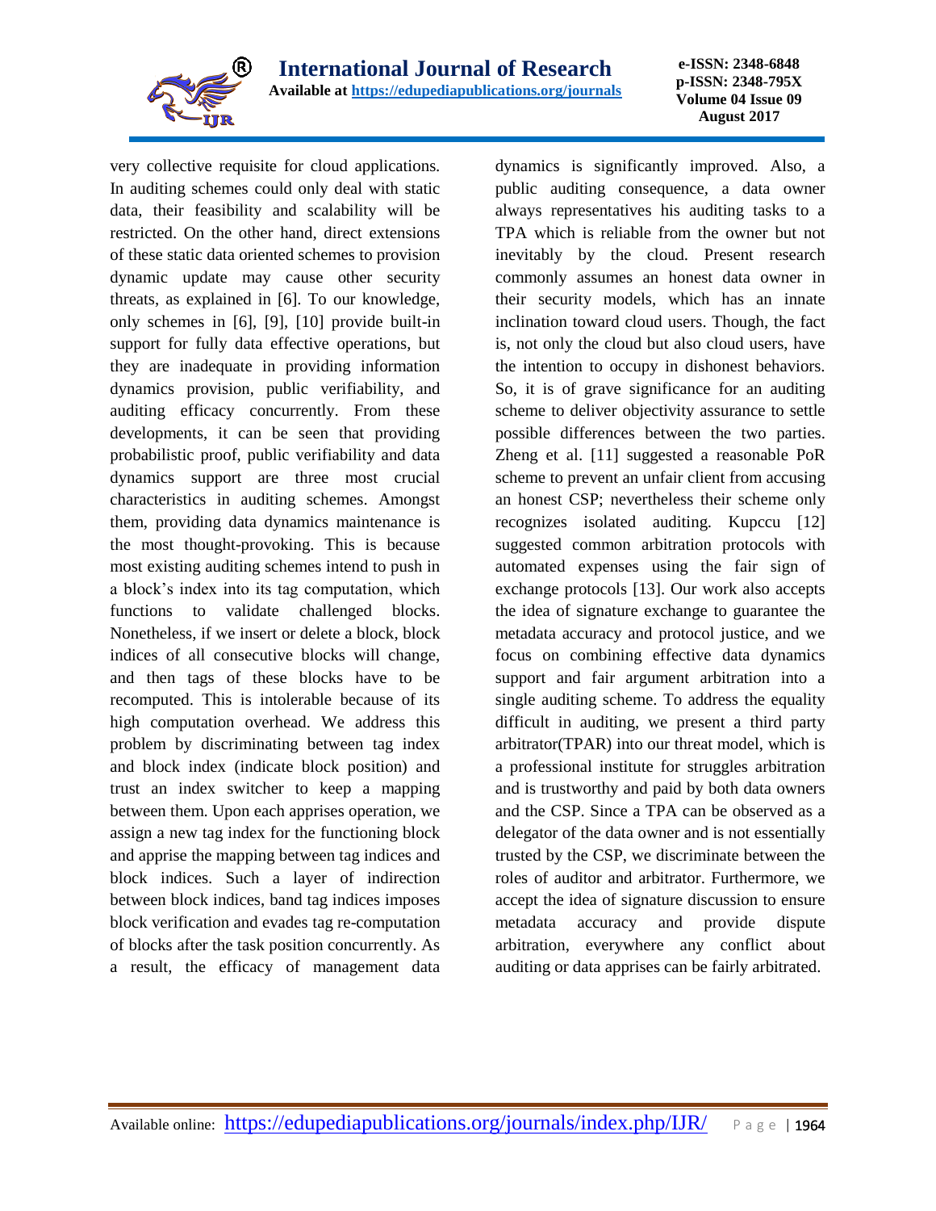very collective requisite for cloud applications. In auditing schemes could only deal with static data, their feasibility and scalability will be restricted. On the other hand, direct extensions of these static data oriented schemes to provision dynamic update may cause other security threats, as explained in [6]. To our knowledge, only schemes in [6], [9], [10] provide built-in support for fully data effective operations, but they are inadequate in providing information dynamics provision, public verifiability, and auditing efficacy concurrently. From these developments, it can be seen that providing probabilistic proof, public verifiability and data dynamics support are three most crucial characteristics in auditing schemes. Amongst them, providing data dynamics maintenance is the most thought-provoking. This is because most existing auditing schemes intend to push in a block's index into its tag computation, which functions to validate challenged blocks. Nonetheless, if we insert or delete a block, block indices of all consecutive blocks will change, and then tags of these blocks have to be recomputed. This is intolerable because of its high computation overhead. We address this problem by discriminating between tag index and block index (indicate block position) and trust an index switcher to keep a mapping between them. Upon each apprises operation, we assign a new tag index for the functioning block and apprise the mapping between tag indices and block indices. Such a layer of indirection between block indices, band tag indices imposes block verification and evades tag re-computation of blocks after the task position concurrently. As a result, the efficacy of management data dynamics is significantly improved. Also, a public auditing consequence, a data owner always representatives his auditing tasks to a TPA which is reliable from the owner but not inevitably by the cloud. Present research commonly assumes an honest data owner in their security models, which has an innate inclination toward cloud users. Though, the fact is, not only the cloud but also cloud users, have the intention to occupy in dishonest behaviors. So, it is of grave significance for an auditing scheme to deliver objectivity assurance to settle possible differences between the two parties. Zheng et al. [11] suggested a reasonable PoR scheme to prevent an unfair client from accusing an honest CSP; nevertheless their scheme only recognizes isolated auditing. Kupccu [12] suggested common arbitration protocols with automated expenses using the fair sign of exchange protocols [13]. Our work also accepts the idea of signature exchange to guarantee the metadata accuracy and protocol justice, and we focus on combining effective data dynamics support and fair argument arbitration into a single auditing scheme. To address the equality difficult in auditing, we present a third party arbitrator(TPAR) into our threat model, which is a professional institute for struggles arbitration and is trustworthy and paid by both data owners and the CSP. Since a TPA can be observed as a delegator of the data owner and is not essentially trusted by the CSP, we discriminate between the roles of auditor and arbitrator. Furthermore, we accept the idea of signature discussion to ensure metadata accuracy and provide dispute arbitration, everywhere any conflict about auditing or data apprises can be fairly arbitrated.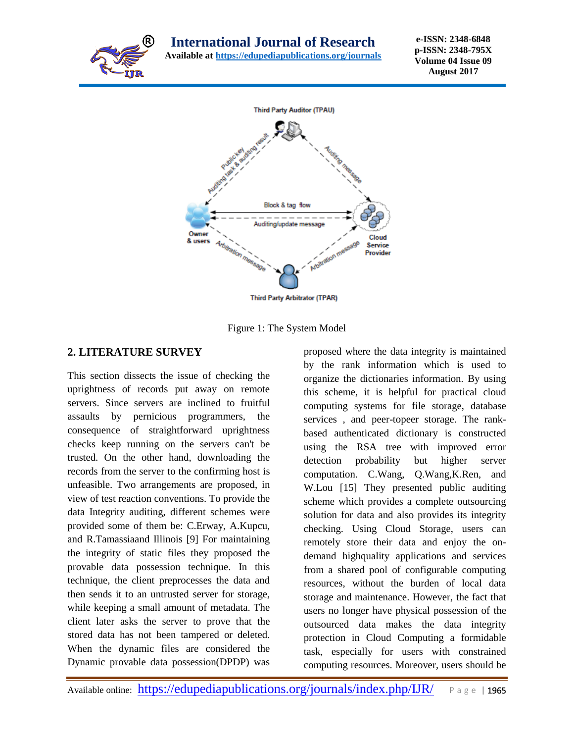Figure 1: The System Model

## 2. LITERATURE SURVEY

This section dissects the issue of checking the uprightness of records put away on remote servers. Since servers are inclined to fruitful assaults by pernicious programmers, the consequence of straightforward uprightness checks keep running on the servers can't be trusted. On the other hand, downloading the records from the server to the confirming host is unfeasible. Two arrangements are proposed, in view of test reaction conventions. To provide the data Integrity auditing, different schemes were provided some of them be: C.Erway, A.Kupcu, and R.Tamassiaand Illinois [9] For maintaining the integrity of static files they proposed the provable data possession technique. In this technique, the client preprocesses the data and then sends it to an untrusted server for storage, while keeping a small amount of metadata. The client later asks the server to prove that the stored data has not been tampered or deleted. When the dynamic files are considered the Dynamic provable data possession(DPDP) was proposed where the data integrity is maintained by the rank information which is used to organize the dictionaries information. By using this scheme, it is helpful for practical cloud computing systems for file storage, database services , and peer-topeer storage. The rank-based authenticated dictionary is constructed using the RSA tree with improved error detection probability but higher server computation. C.Wang, Q.Wang,K.Ren, and W.Lou [15] They presented public auditing scheme which provides a complete outsourcing solution for data and also provides its integrity checking. Using Cloud Storage, users can remotely store their data and enjoy the on-demand highquality applications and services from a shared pool of configurable computing resources, without the burden of local data storage and maintenance. However, the fact that users no longer have physical possession of the outsourced data makes the data integrity protection in Cloud Computing a formidable task, especially for users with constrained computing resources. Moreover, users should be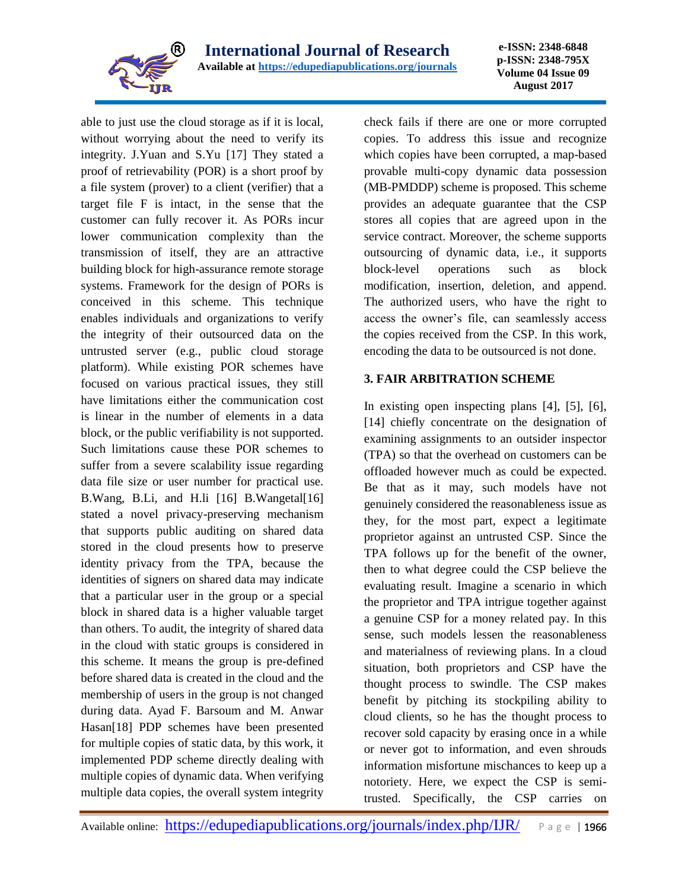able to just use the cloud storage as if it is local, without worrying about the need to verify its integrity. J.Yuan and S.Yu [17] They stated a proof of retrievability (POR) is a short proof by a file system (prover) to a client (verifier) that a target file F is intact, in the sense that the customer can fully recover it. As PORs incur lower communication complexity than the transmission of itself, they are an attractive building block for high-assurance remote storage systems. Framework for the design of PORs is conceived in this scheme. This technique enables individuals and organizations to verify the integrity of their outsourced data on the untrusted server (e.g., public cloud storage platform). While existing POR schemes have focused on various practical issues, they still have limitations either the communication cost is linear in the number of elements in a data block, or the public verifiability is not supported. Such limitations cause these POR schemes to suffer from a severe scalability issue regarding data file size or user number for practical use. B.Wang, B.Li, and H.li [16] B.Wangetal[16] stated a novel privacy-preserving mechanism that supports public auditing on shared data stored in the cloud presents how to preserve identity privacy from the TPA, because the identities of signers on shared data may indicate that a particular user in the group or a special block in shared data is a higher valuable target than others. To audit, the integrity of shared data in the cloud with static groups is considered in this scheme. It means the group is pre-defined before shared data is created in the cloud and the membership of users in the group is not changed during data. Ayad F. Barsoum and M. Anwar Hasan[18] PDP schemes have been presented for multiple copies of static data, by this work, it implemented PDP scheme directly dealing with multiple copies of dynamic data. When verifying multiple data copies, the overall system integrity check fails if there are one or more corrupted copies. To address this issue and recognize which copies have been corrupted, a map-based provable multi-copy dynamic data possession (MB-PMDDP) scheme is proposed. This scheme provides an adequate guarantee that the CSP stores all copies that are agreed upon in the service contract. Moreover, the scheme supports outsourcing of dynamic data, i.e., it supports block-level operations such as block modification, insertion, deletion, and append. The authorized users, who have the right to access the owner's file, can seamlessly access the copies received from the CSP. In this work, encoding the data to be outsourced is not done.

## 3. FAIR ARBITRATION SCHEME

In existing open inspecting plans [4], [5], [6], [14] chiefly concentrate on the designation of examining assignments to an outsider inspector (TPA) so that the overhead on customers can be offloaded however much as could be expected. Be that as it may, such models have not genuinely considered the reasonableness issue as they, for the most part, expect a legitimate proprietor against an untrusted CSP. Since the TPA follows up for the benefit of the owner, then to what degree could the CSP believe the evaluating result. Imagine a scenario in which the proprietor and TPA intrigue together against a genuine CSP for a money related pay. In this sense, such models lessen the reasonableness and materialness of reviewing plans. In a cloud situation, both proprietors and CSP have the thought process to swindle. The CSP makes benefit by pitching its stockpiling ability to cloud clients, so he has the thought process to recover sold capacity by erasing once in a while or never got to information, and even shrouds information misfortune mischances to keep up a notoriety. Here, we expect the CSP is semi-trusted. Specifically, the CSP carries on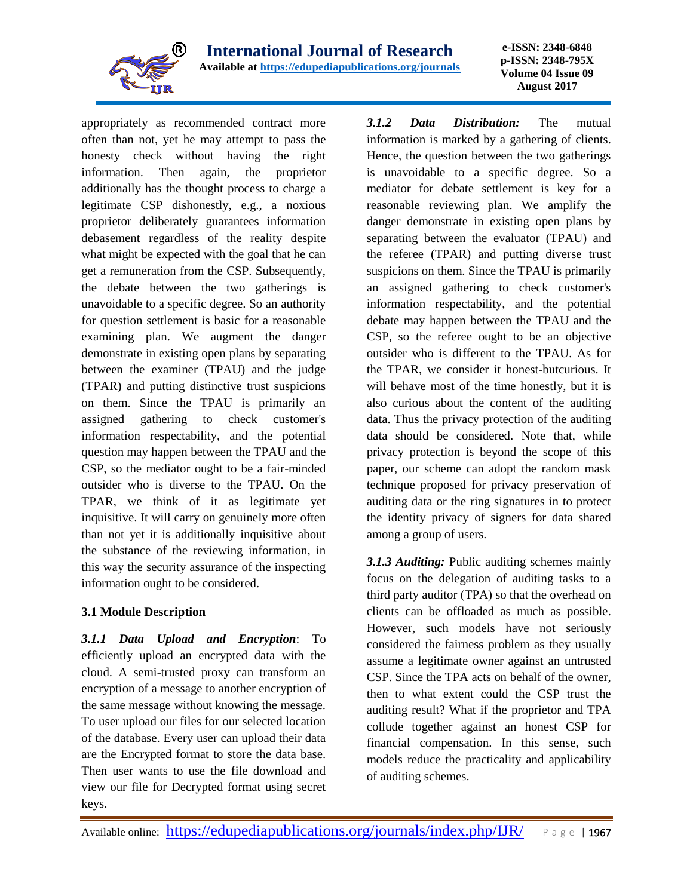appropriately as recommended contract more often than not, yet he may attempt to pass the honesty check without having the right information. Then again, the proprietor additionally has the thought process to charge a legitimate CSP dishonestly, e.g., a noxious proprietor deliberately guarantees information debasement regardless of the reality despite what might be expected with the goal that he can get a remuneration from the CSP. Subsequently, the debate between the two gatherings is unavoidable to a specific degree. So an authority for question settlement is basic for a reasonable examining plan. We augment the danger demonstrate in existing open plans by separating between the examiner (TPAU) and the judge (TPAR) and putting distinctive trust suspicions on them. Since the TPAU is primarily an assigned gathering to check customer's information respectability, and the potential question may happen between the TPAU and the CSP, so the mediator ought to be a fair-minded outsider who is diverse to the TPAU. On the TPAR, we think of it as legitimate yet inquisitive. It will carry on genuinely more often than not yet it is additionally inquisitive about the substance of the reviewing information, in this way the security assurance of the inspecting information ought to be considered.

### 3.1 Module Description

***3.1.1 Data Upload and Encryption***: To efficiently upload an encrypted data with the cloud. A semi-trusted proxy can transform an encryption of a message to another encryption of the same message without knowing the message. To user upload our files for our selected location of the database. Every user can upload their data are the Encrypted format to store the data base. Then user wants to use the file download and view our file for Decrypted format using secret keys.

***3.1.2 Data Distribution:*** The mutual information is marked by a gathering of clients. Hence, the question between the two gatherings is unavoidable to a specific degree. So a mediator for debate settlement is key for a reasonable reviewing plan. We amplify the danger demonstrate in existing open plans by separating between the evaluator (TPAU) and the referee (TPAR) and putting diverse trust suspicions on them. Since the TPAU is primarily an assigned gathering to check customer's information respectability, and the potential debate may happen between the TPAU and the CSP, so the referee ought to be an objective outsider who is different to the TPAU. As for the TPAR, we consider it honest-butcurious. It will behave most of the time honestly, but it is also curious about the content of the auditing data. Thus the privacy protection of the auditing data should be considered. Note that, while privacy protection is beyond the scope of this paper, our scheme can adopt the random mask technique proposed for privacy preservation of auditing data or the ring signatures in to protect the identity privacy of signers for data shared among a group of users.

***3.1.3 Auditing:*** Public auditing schemes mainly focus on the delegation of auditing tasks to a third party auditor (TPA) so that the overhead on clients can be offloaded as much as possible. However, such models have not seriously considered the fairness problem as they usually assume a legitimate owner against an untrusted CSP. Since the TPA acts on behalf of the owner, then to what extent could the CSP trust the auditing result? What if the proprietor and TPA collude together against an honest CSP for financial compensation. In this sense, such models reduce the practicality and applicability of auditing schemes.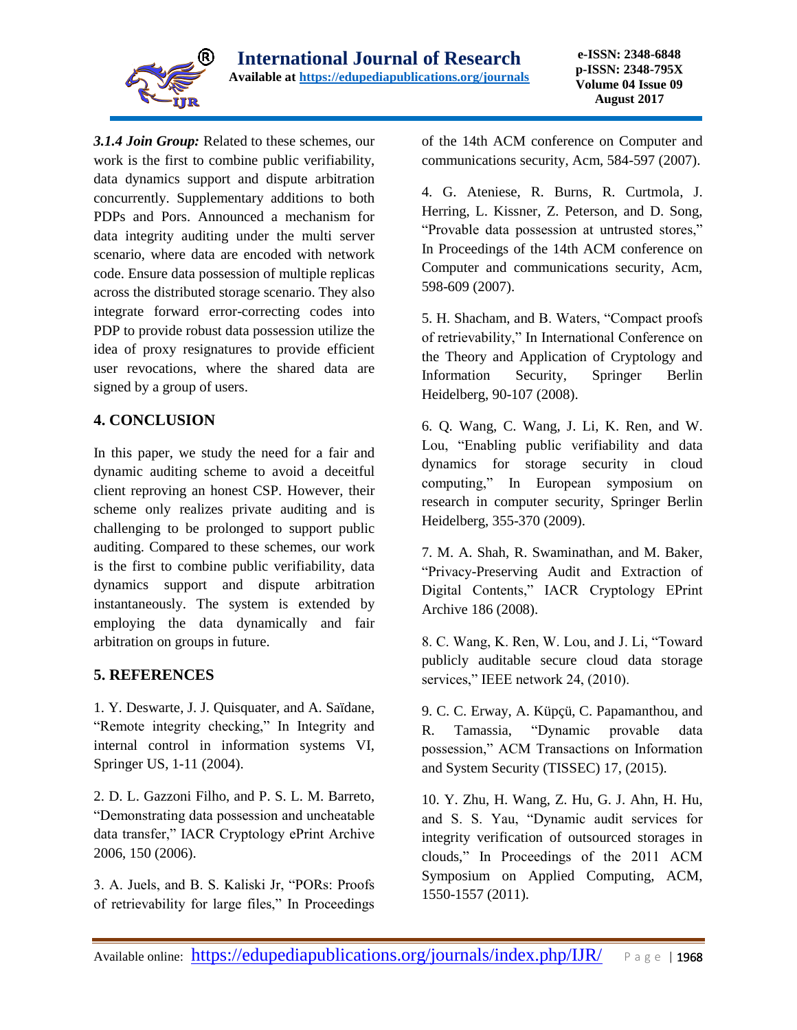***3.1.4 Join Group:*** Related to these schemes, our work is the first to combine public verifiability, data dynamics support and dispute arbitration concurrently. Supplementary additions to both PDPs and Pors. Announced a mechanism for data integrity auditing under the multi server scenario, where data are encoded with network code. Ensure data possession of multiple replicas across the distributed storage scenario. They also integrate forward error-correcting codes into PDP to provide robust data possession utilize the idea of proxy resignatures to provide efficient user revocations, where the shared data are signed by a group of users.

## 4. CONCLUSION

In this paper, we study the need for a fair and dynamic auditing scheme to avoid a deceitful client reproving an honest CSP. However, their scheme only realizes private auditing and is challenging to be prolonged to support public auditing. Compared to these schemes, our work is the first to combine public verifiability, data dynamics support and dispute arbitration instantaneously. The system is extended by employing the data dynamically and fair arbitration on groups in future.

## 5. REFERENCES

1. Y. Deswarte, J. J. Quisquater, and A. Saïdane, "Remote integrity checking," In Integrity and internal control in information systems VI, Springer US, 1-11 (2004).

2. D. L. Gazzoni Filho, and P. S. L. M. Barreto, "Demonstrating data possession and uncheatable data transfer," IACR Cryptology ePrint Archive 2006, 150 (2006).

3. A. Juels, and B. S. Kaliski Jr, "PORs: Proofs of retrievability for large files," In Proceedings of the 14th ACM conference on Computer and communications security, Acm, 584-597 (2007).

4. G. Ateniese, R. Burns, R. Curtmola, J. Herring, L. Kissner, Z. Peterson, and D. Song, "Provable data possession at untrusted stores," In Proceedings of the 14th ACM conference on Computer and communications security, Acm, 598-609 (2007).

5. H. Shacham, and B. Waters, "Compact proofs of retrievability," In International Conference on the Theory and Application of Cryptology and Information Security, Springer Berlin Heidelberg, 90-107 (2008).

6. Q. Wang, C. Wang, J. Li, K. Ren, and W. Lou, "Enabling public verifiability and data dynamics for storage security in cloud computing," In European symposium on research in computer security, Springer Berlin Heidelberg, 355-370 (2009).

7. M. A. Shah, R. Swaminathan, and M. Baker, "Privacy-Preserving Audit and Extraction of Digital Contents," IACR Cryptology EPrint Archive 186 (2008).

8. C. Wang, K. Ren, W. Lou, and J. Li, "Toward publicly auditable secure cloud data storage services," IEEE network 24, (2010).

9. C. C. Erway, A. Küpçü, C. Papamanthou, and R. Tamassia, "Dynamic provable data possession," ACM Transactions on Information and System Security (TISSEC) 17, (2015).

10. Y. Zhu, H. Wang, Z. Hu, G. J. Ahn, H. Hu, and S. S. Yau, "Dynamic audit services for integrity verification of outsourced storages in clouds," In Proceedings of the 2011 ACM Symposium on Applied Computing, ACM, 1550-1557 (2011).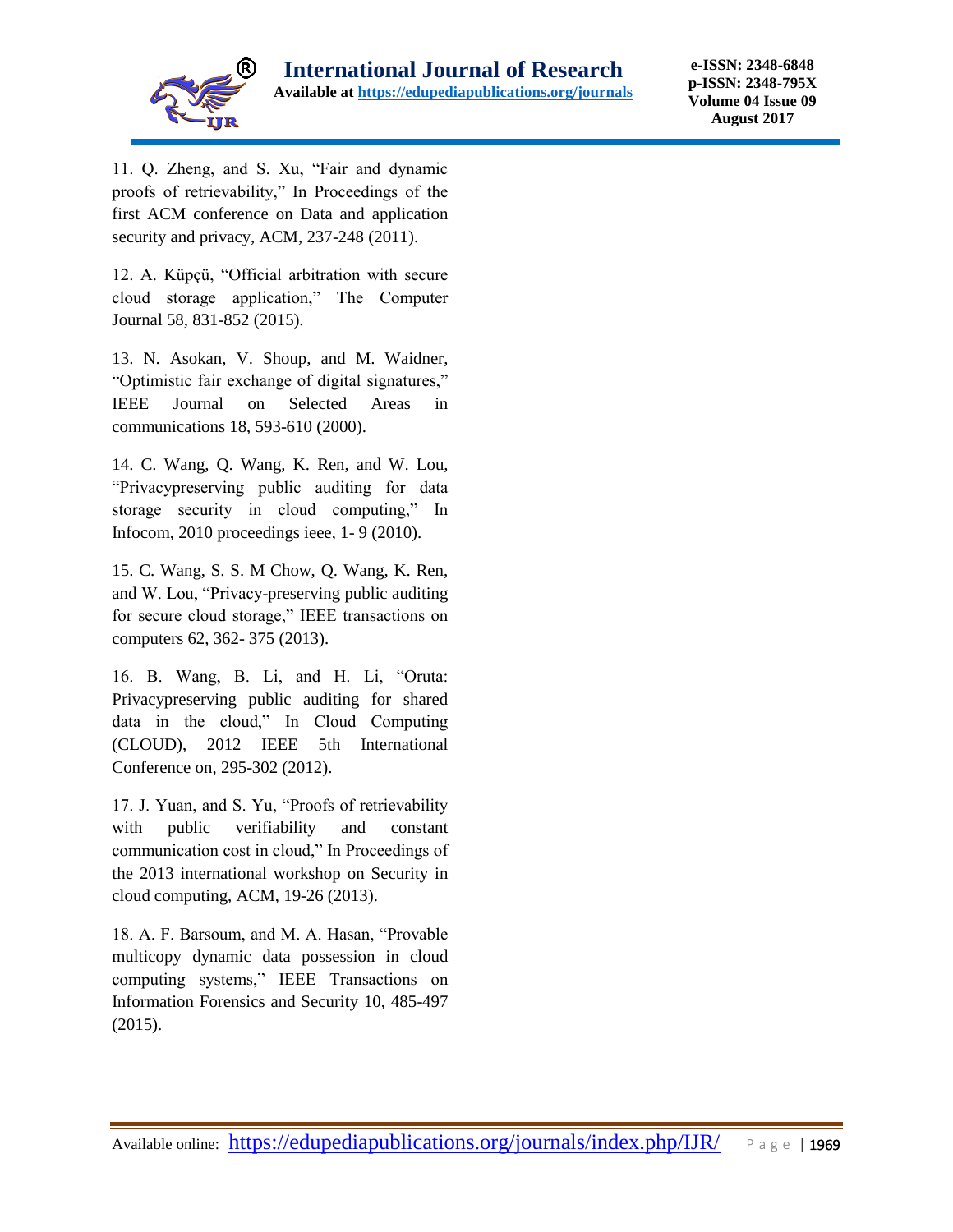11. Q. Zheng, and S. Xu, "Fair and dynamic proofs of retrievability," In Proceedings of the first ACM conference on Data and application security and privacy, ACM, 237-248 (2011).

12. A. Küpçü, "Official arbitration with secure cloud storage application," The Computer Journal 58, 831-852 (2015).

13. N. Asokan, V. Shoup, and M. Waidner, "Optimistic fair exchange of digital signatures," IEEE Journal on Selected Areas in communications 18, 593-610 (2000).

14. C. Wang, Q. Wang, K. Ren, and W. Lou, "Privacypreserving public auditing for data storage security in cloud computing," In Infocom, 2010 proceedings ieee, 1- 9 (2010).

15. C. Wang, S. S. M Chow, Q. Wang, K. Ren, and W. Lou, "Privacy-preserving public auditing for secure cloud storage," IEEE transactions on computers 62, 362- 375 (2013).

16. B. Wang, B. Li, and H. Li, "Oruta: Privacypreserving public auditing for shared data in the cloud," In Cloud Computing (CLOUD), 2012 IEEE 5th International Conference on, 295-302 (2012).

17. J. Yuan, and S. Yu, "Proofs of retrievability with public verifiability and constant communication cost in cloud," In Proceedings of the 2013 international workshop on Security in cloud computing, ACM, 19-26 (2013).

18. A. F. Barsoum, and M. A. Hasan, "Provable multicopy dynamic data possession in cloud computing systems," IEEE Transactions on Information Forensics and Security 10, 485-497 (2015).